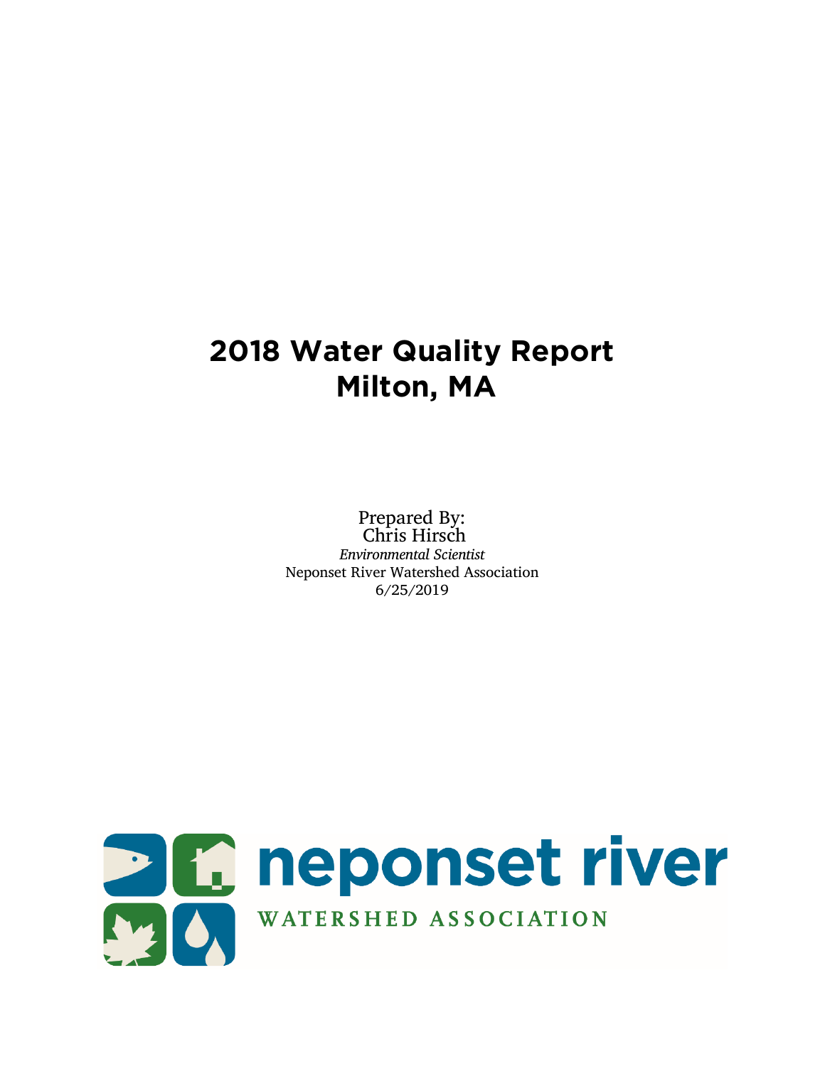# 2018 Water Quality Report
# Milton, MA

Prepared By:
Chris Hirsch
*Environmental Scientist*
Neponset River Watershed Association
6/25/2019

neponset river
WATERSHED ASSOCIATION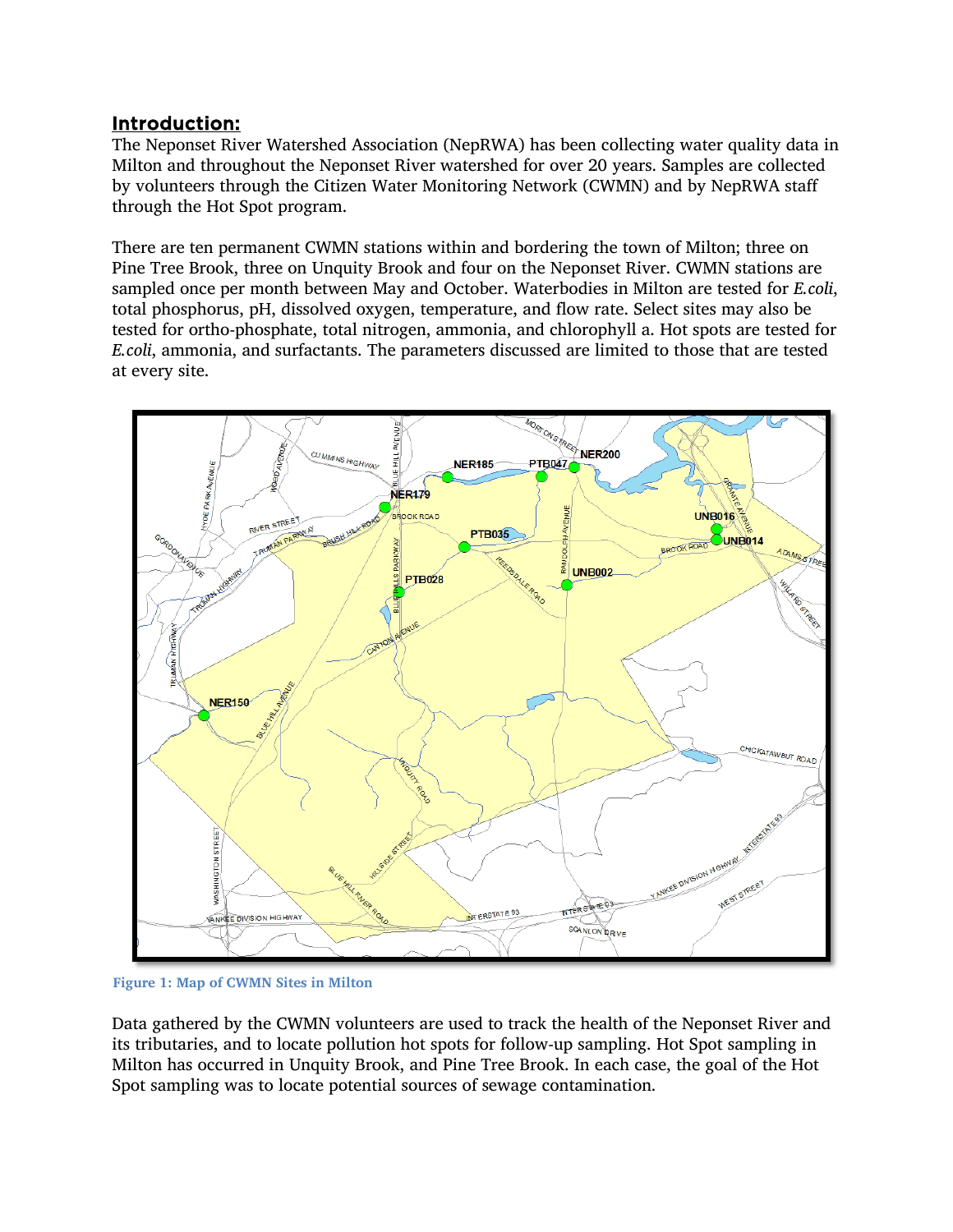## Introduction:

The Neponset River Watershed Association (NepRWA) has been collecting water quality data in Milton and throughout the Neponset River watershed for over 20 years. Samples are collected by volunteers through the Citizen Water Monitoring Network (CWMN) and by NepRWA staff through the Hot Spot program.

There are ten permanent CWMN stations within and bordering the town of Milton; three on Pine Tree Brook, three on Unquity Brook and four on the Neponset River. CWMN stations are sampled once per month between May and October. Waterbodies in Milton are tested for *E.coli*, total phosphorus, pH, dissolved oxygen, temperature, and flow rate. Select sites may also be tested for ortho-phosphate, total nitrogen, ammonia, and chlorophyll a. Hot spots are tested for *E.coli*, ammonia, and surfactants. The parameters discussed are limited to those that are tested at every site.

Figure 1: Map of CWMN Sites in Milton

Data gathered by the CWMN volunteers are used to track the health of the Neponset River and its tributaries, and to locate pollution hot spots for follow-up sampling. Hot Spot sampling in Milton has occurred in Unquity Brook, and Pine Tree Brook. In each case, the goal of the Hot Spot sampling was to locate potential sources of sewage contamination.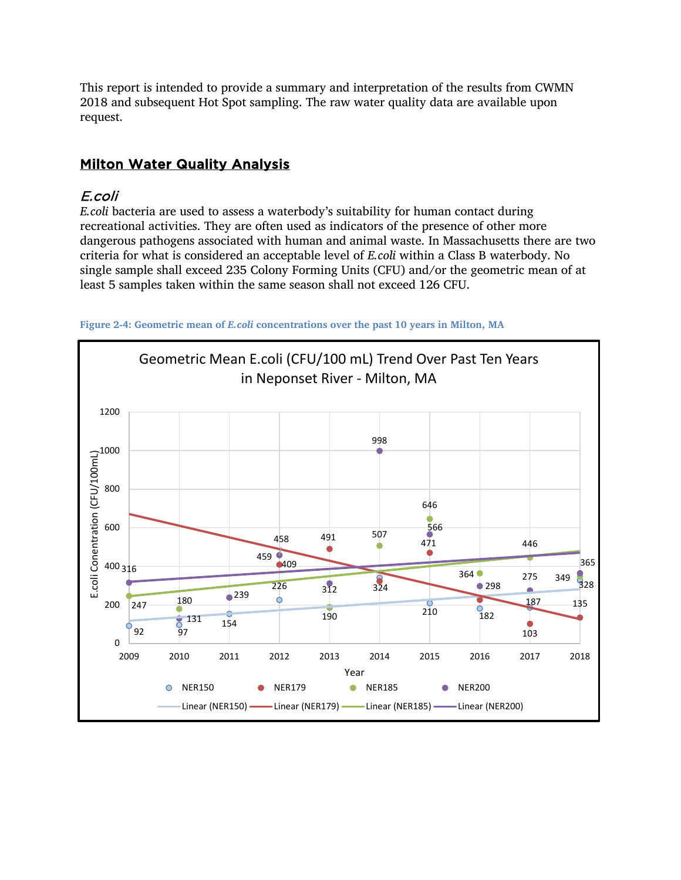This report is intended to provide a summary and interpretation of the results from CWMN 2018 and subsequent Hot Spot sampling. The raw water quality data are available upon request.

## Milton Water Quality Analysis

### *E.coli*

*E.coli* bacteria are used to assess a waterbody's suitability for human contact during recreational activities. They are often used as indicators of the presence of other more dangerous pathogens associated with human and animal waste. In Massachusetts there are two criteria for what is considered an acceptable level of *E.coli* within a Class B waterbody. No single sample shall exceed 235 Colony Forming Units (CFU) and/or the geometric mean of at least 5 samples taken within the same season shall not exceed 126 CFU.

**Figure 2-4: Geometric mean of *E.coli* concentrations over the past 10 years in Milton, MA**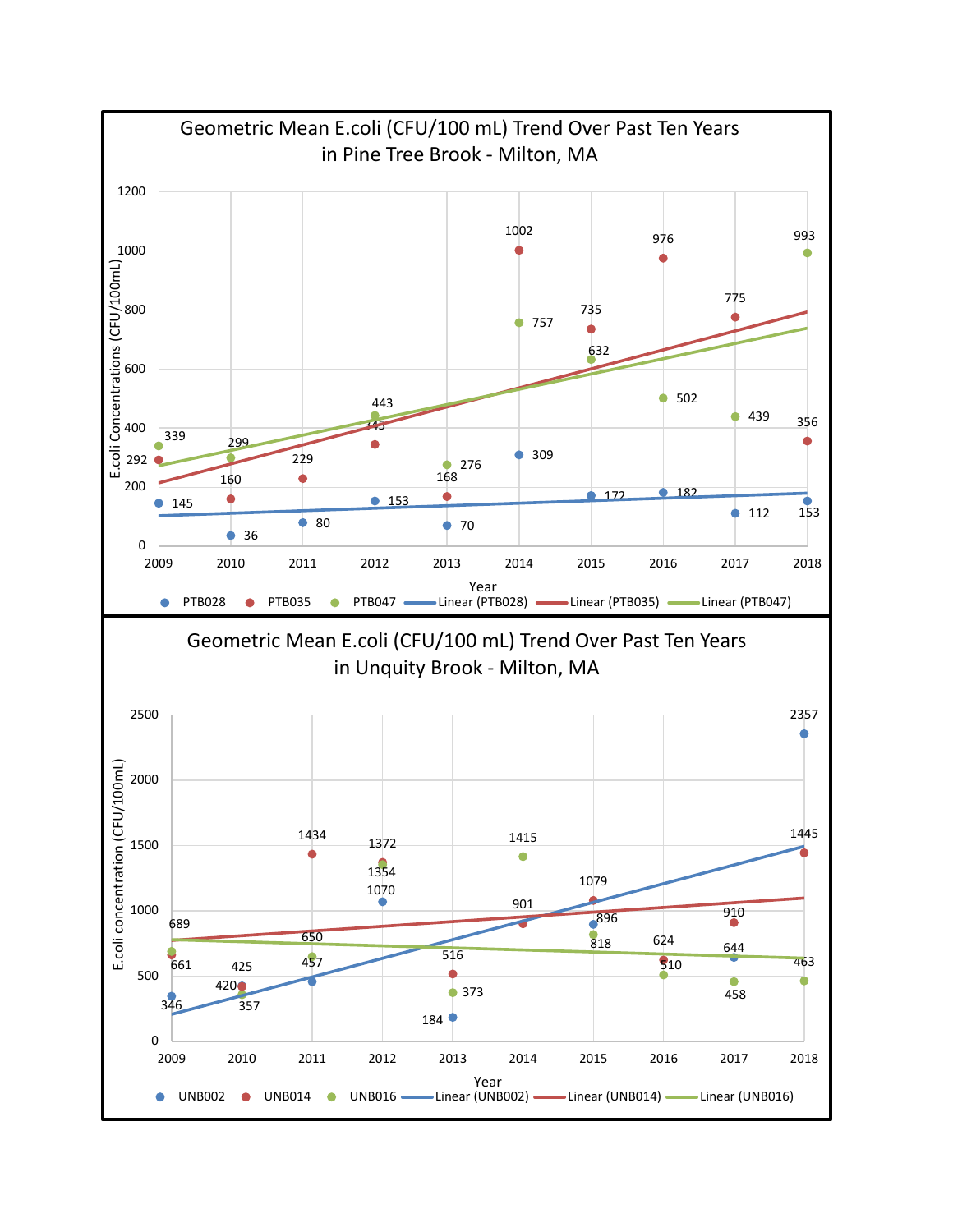## Geometric Mean E.coli (CFU/100 mL) Trend Over Past Ten Years in Pine Tree Brook - Milton, MA

| Year | PTB028 | PTB035 | PTB047 |
|---|---|---|---|
| 2009 | 145 | 292 | 339 |
| 2010 | 36 | 160 | 299 |
| 2011 | 80 | 229 | |
| 2012 | 153 | 345 | 443 |
| 2013 | 70 | 168 | 276 |
| 2014 | 309 | 1002 | 757 |
| 2015 | 172 | 735 | 632 |
| 2016 | 182 | 976 | 502 |
| 2017 | 112 | 775 | 439 |
| 2018 | 153 | 356 | 993 |

Y-axis: E.coli Concentrations (CFU/100mL); X-axis: Year

Legend: PTB028, PTB035, PTB047, Linear (PTB028), Linear (PTB035), Linear (PTB047)

## Geometric Mean E.coli (CFU/100 mL) Trend Over Past Ten Years in Unquity Brook - Milton, MA

| Year | UNB002 | UNB014 | UNB016 |
|---|---|---|---|
| 2009 | 346 | 661 | 689 |
| 2010 | 357 | 420 | 425 |
| 2011 | 457 | 1434 | 650 |
| 2012 | 1070 | 1372 | 1354 |
| 2013 | 184 | 516 | 373 |
| 2014 | | 901 | 1415 |
| 2015 | 896 | 1079 | 818 |
| 2016 | | 624 | 510 |
| 2017 | 644 | 910 | 458 |
| 2018 | 2357 | 1445 | 463 |

Y-axis: E.coli concentration (CFU/100mL); X-axis: Year

Legend: UNB002, UNB014, UNB016, Linear (UNB002), Linear (UNB014), Linear (UNB016)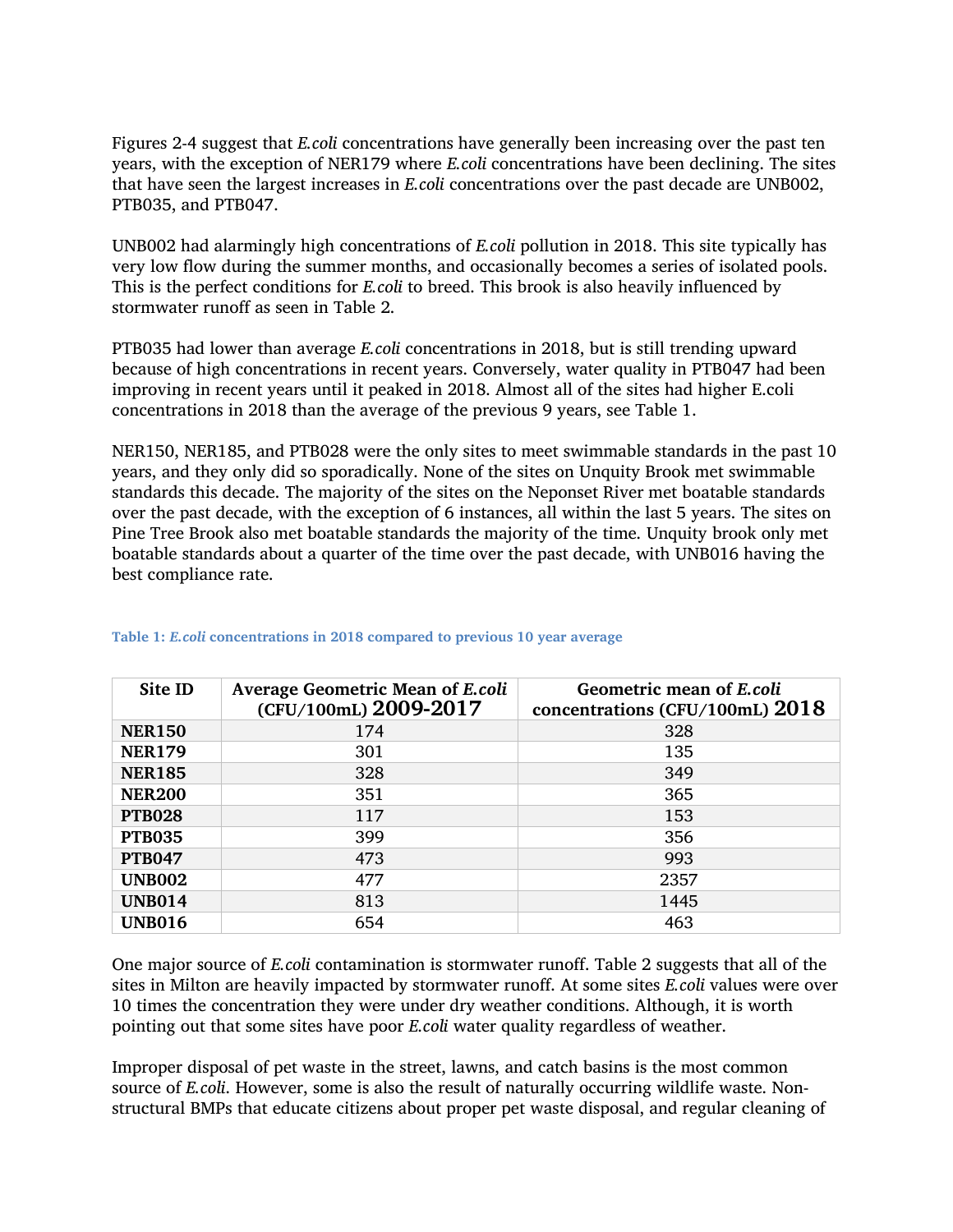Figures 2-4 suggest that *E.coli* concentrations have generally been increasing over the past ten years, with the exception of NER179 where *E.coli* concentrations have been declining. The sites that have seen the largest increases in *E.coli* concentrations over the past decade are UNB002, PTB035, and PTB047.

UNB002 had alarmingly high concentrations of *E.coli* pollution in 2018. This site typically has very low flow during the summer months, and occasionally becomes a series of isolated pools. This is the perfect conditions for *E.coli* to breed. This brook is also heavily influenced by stormwater runoff as seen in Table 2.

PTB035 had lower than average *E.coli* concentrations in 2018, but is still trending upward because of high concentrations in recent years. Conversely, water quality in PTB047 had been improving in recent years until it peaked in 2018. Almost all of the sites had higher E.coli concentrations in 2018 than the average of the previous 9 years, see Table 1.

NER150, NER185, and PTB028 were the only sites to meet swimmable standards in the past 10 years, and they only did so sporadically. None of the sites on Unquity Brook met swimmable standards this decade. The majority of the sites on the Neponset River met boatable standards over the past decade, with the exception of 6 instances, all within the last 5 years. The sites on Pine Tree Brook also met boatable standards the majority of the time. Unquity brook only met boatable standards about a quarter of the time over the past decade, with UNB016 having the best compliance rate.

**Table 1: *E.coli* concentrations in 2018 compared to previous 10 year average**

| Site ID | Average Geometric Mean of *E.coli* (CFU/100mL) 2009-2017 | Geometric mean of *E.coli* concentrations (CFU/100mL) 2018 |
|---|---|---|
| **NER150** | 174 | 328 |
| **NER179** | 301 | 135 |
| **NER185** | 328 | 349 |
| **NER200** | 351 | 365 |
| **PTB028** | 117 | 153 |
| **PTB035** | 399 | 356 |
| **PTB047** | 473 | 993 |
| **UNB002** | 477 | 2357 |
| **UNB014** | 813 | 1445 |
| **UNB016** | 654 | 463 |

One major source of *E.coli* contamination is stormwater runoff. Table 2 suggests that all of the sites in Milton are heavily impacted by stormwater runoff. At some sites *E.coli* values were over 10 times the concentration they were under dry weather conditions. Although, it is worth pointing out that some sites have poor *E.coli* water quality regardless of weather.

Improper disposal of pet waste in the street, lawns, and catch basins is the most common source of *E.coli*. However, some is also the result of naturally occurring wildlife waste. Non-structural BMPs that educate citizens about proper pet waste disposal, and regular cleaning of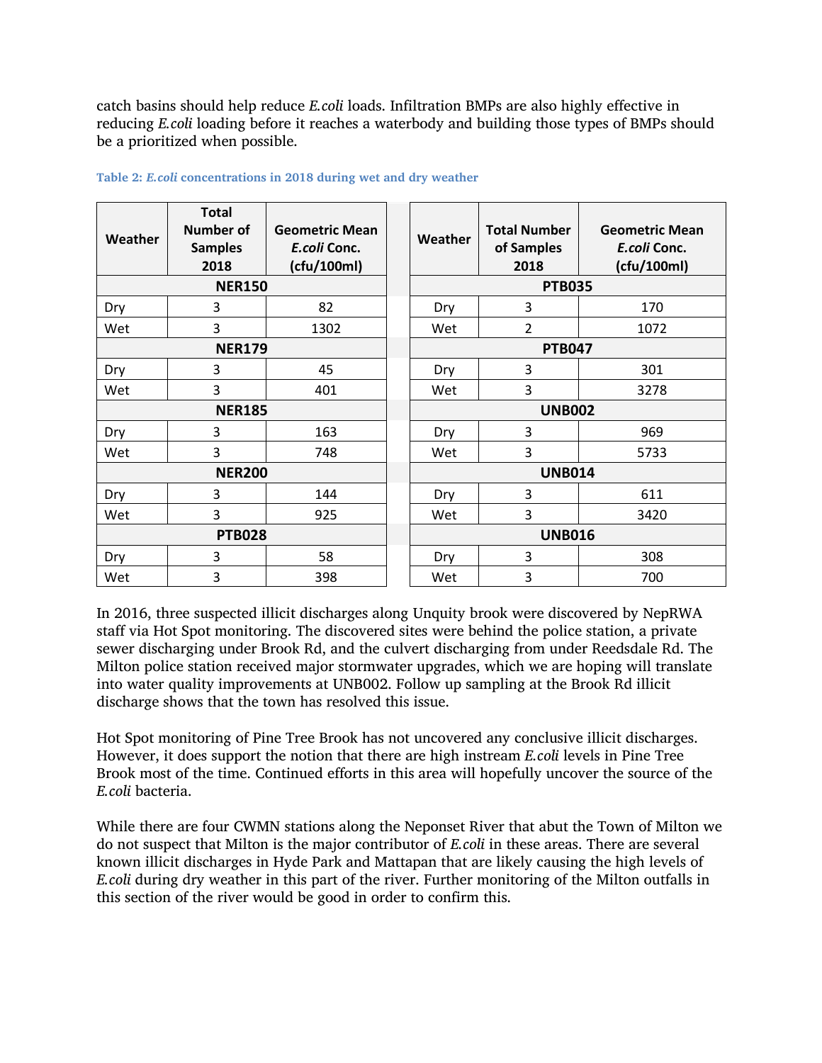catch basins should help reduce *E.coli* loads. Infiltration BMPs are also highly effective in reducing *E.coli* loading before it reaches a waterbody and building those types of BMPs should be a prioritized when possible.

**Table 2: *E.coli* concentrations in 2018 during wet and dry weather**

| Weather | Total Number of Samples 2018 | Geometric Mean *E.coli* Conc. (cfu/100ml) | | Weather | Total Number of Samples 2018 | Geometric Mean *E.coli* Conc. (cfu/100ml) |
|---|---|---|---|---|---|---|
| **NER150** | | | | **PTB035** | | |
| Dry | 3 | 82 | | Dry | 3 | 170 |
| Wet | 3 | 1302 | | Wet | 2 | 1072 |
| **NER179** | | | | **PTB047** | | |
| Dry | 3 | 45 | | Dry | 3 | 301 |
| Wet | 3 | 401 | | Wet | 3 | 3278 |
| **NER185** | | | | **UNB002** | | |
| Dry | 3 | 163 | | Dry | 3 | 969 |
| Wet | 3 | 748 | | Wet | 3 | 5733 |
| **NER200** | | | | **UNB014** | | |
| Dry | 3 | 144 | | Dry | 3 | 611 |
| Wet | 3 | 925 | | Wet | 3 | 3420 |
| **PTB028** | | | | **UNB016** | | |
| Dry | 3 | 58 | | Dry | 3 | 308 |
| Wet | 3 | 398 | | Wet | 3 | 700 |

In 2016, three suspected illicit discharges along Unquity brook were discovered by NepRWA staff via Hot Spot monitoring. The discovered sites were behind the police station, a private sewer discharging under Brook Rd, and the culvert discharging from under Reedsdale Rd. The Milton police station received major stormwater upgrades, which we are hoping will translate into water quality improvements at UNB002. Follow up sampling at the Brook Rd illicit discharge shows that the town has resolved this issue.

Hot Spot monitoring of Pine Tree Brook has not uncovered any conclusive illicit discharges. However, it does support the notion that there are high instream *E.coli* levels in Pine Tree Brook most of the time. Continued efforts in this area will hopefully uncover the source of the *E.coli* bacteria.

While there are four CWMN stations along the Neponset River that abut the Town of Milton we do not suspect that Milton is the major contributor of *E.coli* in these areas. There are several known illicit discharges in Hyde Park and Mattapan that are likely causing the high levels of *E.coli* during dry weather in this part of the river. Further monitoring of the Milton outfalls in this section of the river would be good in order to confirm this.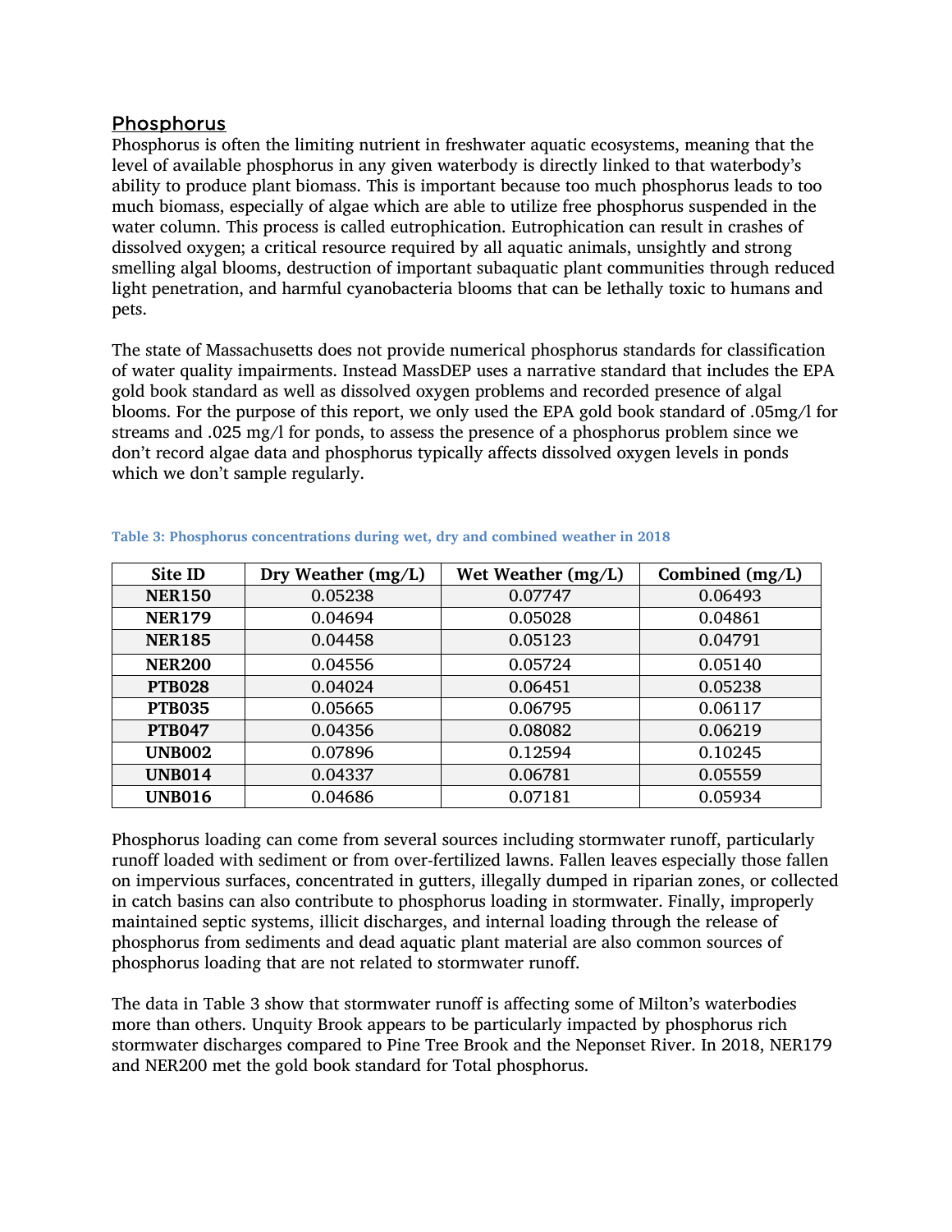## Phosphorus

Phosphorus is often the limiting nutrient in freshwater aquatic ecosystems, meaning that the level of available phosphorus in any given waterbody is directly linked to that waterbody's ability to produce plant biomass. This is important because too much phosphorus leads to too much biomass, especially of algae which are able to utilize free phosphorus suspended in the water column. This process is called eutrophication. Eutrophication can result in crashes of dissolved oxygen; a critical resource required by all aquatic animals, unsightly and strong smelling algal blooms, destruction of important subaquatic plant communities through reduced light penetration, and harmful cyanobacteria blooms that can be lethally toxic to humans and pets.

The state of Massachusetts does not provide numerical phosphorus standards for classification of water quality impairments. Instead MassDEP uses a narrative standard that includes the EPA gold book standard as well as dissolved oxygen problems and recorded presence of algal blooms. For the purpose of this report, we only used the EPA gold book standard of .05mg/l for streams and .025 mg/l for ponds, to assess the presence of a phosphorus problem since we don't record algae data and phosphorus typically affects dissolved oxygen levels in ponds which we don't sample regularly.

**Table 3: Phosphorus concentrations during wet, dry and combined weather in 2018**

| Site ID | Dry Weather (mg/L) | Wet Weather (mg/L) | Combined (mg/L) |
|---|---|---|---|
| **NER150** | 0.05238 | 0.07747 | 0.06493 |
| **NER179** | 0.04694 | 0.05028 | 0.04861 |
| **NER185** | 0.04458 | 0.05123 | 0.04791 |
| **NER200** | 0.04556 | 0.05724 | 0.05140 |
| **PTB028** | 0.04024 | 0.06451 | 0.05238 |
| **PTB035** | 0.05665 | 0.06795 | 0.06117 |
| **PTB047** | 0.04356 | 0.08082 | 0.06219 |
| **UNB002** | 0.07896 | 0.12594 | 0.10245 |
| **UNB014** | 0.04337 | 0.06781 | 0.05559 |
| **UNB016** | 0.04686 | 0.07181 | 0.05934 |

Phosphorus loading can come from several sources including stormwater runoff, particularly runoff loaded with sediment or from over-fertilized lawns. Fallen leaves especially those fallen on impervious surfaces, concentrated in gutters, illegally dumped in riparian zones, or collected in catch basins can also contribute to phosphorus loading in stormwater. Finally, improperly maintained septic systems, illicit discharges, and internal loading through the release of phosphorus from sediments and dead aquatic plant material are also common sources of phosphorus loading that are not related to stormwater runoff.

The data in Table 3 show that stormwater runoff is affecting some of Milton's waterbodies more than others. Unquity Brook appears to be particularly impacted by phosphorus rich stormwater discharges compared to Pine Tree Brook and the Neponset River. In 2018, NER179 and NER200 met the gold book standard for Total phosphorus.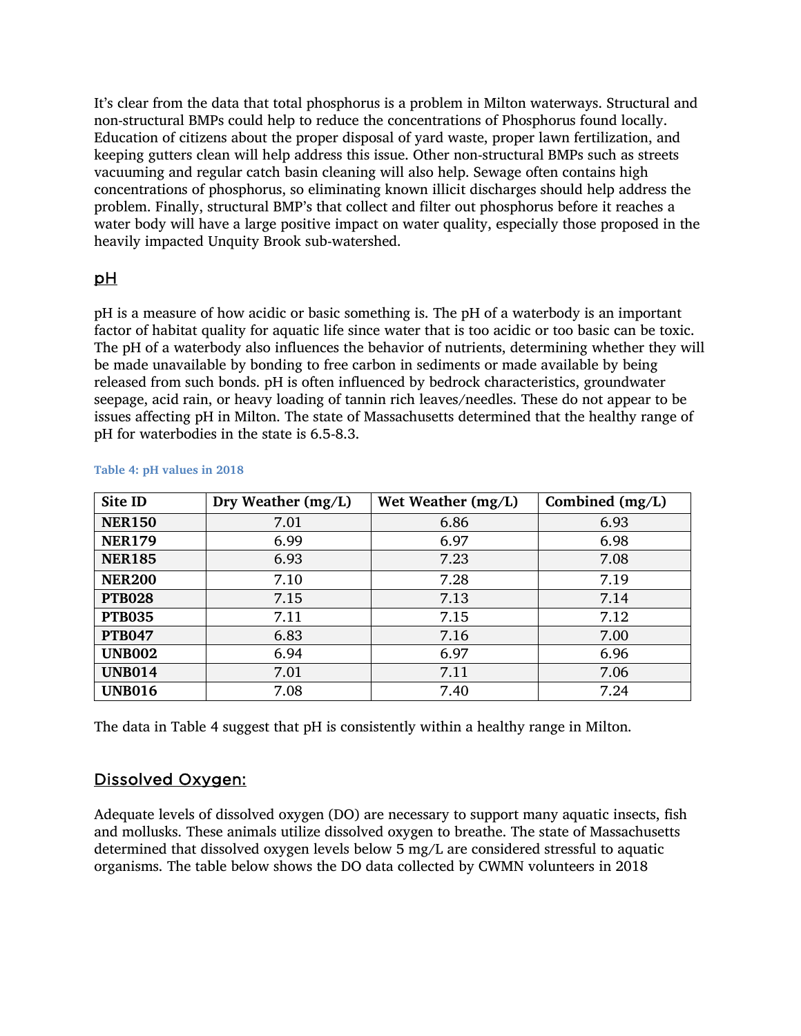It's clear from the data that total phosphorus is a problem in Milton waterways. Structural and non-structural BMPs could help to reduce the concentrations of Phosphorus found locally. Education of citizens about the proper disposal of yard waste, proper lawn fertilization, and keeping gutters clean will help address this issue. Other non-structural BMPs such as streets vacuuming and regular catch basin cleaning will also help. Sewage often contains high concentrations of phosphorus, so eliminating known illicit discharges should help address the problem. Finally, structural BMP's that collect and filter out phosphorus before it reaches a water body will have a large positive impact on water quality, especially those proposed in the heavily impacted Unquity Brook sub-watershed.

## pH

pH is a measure of how acidic or basic something is. The pH of a waterbody is an important factor of habitat quality for aquatic life since water that is too acidic or too basic can be toxic. The pH of a waterbody also influences the behavior of nutrients, determining whether they will be made unavailable by bonding to free carbon in sediments or made available by being released from such bonds. pH is often influenced by bedrock characteristics, groundwater seepage, acid rain, or heavy loading of tannin rich leaves/needles. These do not appear to be issues affecting pH in Milton. The state of Massachusetts determined that the healthy range of pH for waterbodies in the state is 6.5-8.3.

**Table 4: pH values in 2018**

| Site ID | Dry Weather (mg/L) | Wet Weather (mg/L) | Combined (mg/L) |
|---|---|---|---|
| **NER150** | 7.01 | 6.86 | 6.93 |
| **NER179** | 6.99 | 6.97 | 6.98 |
| **NER185** | 6.93 | 7.23 | 7.08 |
| **NER200** | 7.10 | 7.28 | 7.19 |
| **PTB028** | 7.15 | 7.13 | 7.14 |
| **PTB035** | 7.11 | 7.15 | 7.12 |
| **PTB047** | 6.83 | 7.16 | 7.00 |
| **UNB002** | 6.94 | 6.97 | 6.96 |
| **UNB014** | 7.01 | 7.11 | 7.06 |
| **UNB016** | 7.08 | 7.40 | 7.24 |

The data in Table 4 suggest that pH is consistently within a healthy range in Milton.

## Dissolved Oxygen:

Adequate levels of dissolved oxygen (DO) are necessary to support many aquatic insects, fish and mollusks. These animals utilize dissolved oxygen to breathe. The state of Massachusetts determined that dissolved oxygen levels below 5 mg/L are considered stressful to aquatic organisms. The table below shows the DO data collected by CWMN volunteers in 2018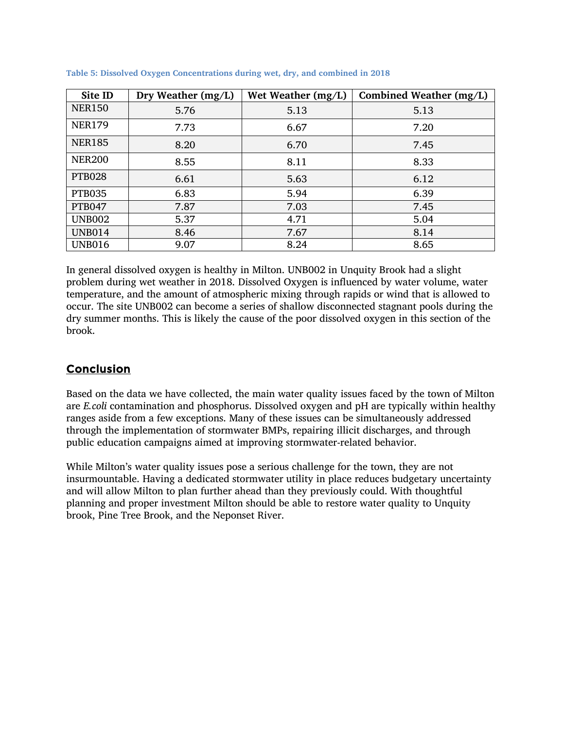**Table 5: Dissolved Oxygen Concentrations during wet, dry, and combined in 2018**

| Site ID | Dry Weather (mg/L) | Wet Weather (mg/L) | Combined Weather (mg/L) |
|---|---|---|---|
| NER150 | 5.76 | 5.13 | 5.13 |
| NER179 | 7.73 | 6.67 | 7.20 |
| NER185 | 8.20 | 6.70 | 7.45 |
| NER200 | 8.55 | 8.11 | 8.33 |
| PTB028 | 6.61 | 5.63 | 6.12 |
| PTB035 | 6.83 | 5.94 | 6.39 |
| PTB047 | 7.87 | 7.03 | 7.45 |
| UNB002 | 5.37 | 4.71 | 5.04 |
| UNB014 | 8.46 | 7.67 | 8.14 |
| UNB016 | 9.07 | 8.24 | 8.65 |

In general dissolved oxygen is healthy in Milton. UNB002 in Unquity Brook had a slight problem during wet weather in 2018. Dissolved Oxygen is influenced by water volume, water temperature, and the amount of atmospheric mixing through rapids or wind that is allowed to occur. The site UNB002 can become a series of shallow disconnected stagnant pools during the dry summer months. This is likely the cause of the poor dissolved oxygen in this section of the brook.

## Conclusion

Based on the data we have collected, the main water quality issues faced by the town of Milton are *E.coli* contamination and phosphorus. Dissolved oxygen and pH are typically within healthy ranges aside from a few exceptions. Many of these issues can be simultaneously addressed through the implementation of stormwater BMPs, repairing illicit discharges, and through public education campaigns aimed at improving stormwater-related behavior.

While Milton's water quality issues pose a serious challenge for the town, they are not insurmountable. Having a dedicated stormwater utility in place reduces budgetary uncertainty and will allow Milton to plan further ahead than they previously could. With thoughtful planning and proper investment Milton should be able to restore water quality to Unquity brook, Pine Tree Brook, and the Neponset River.